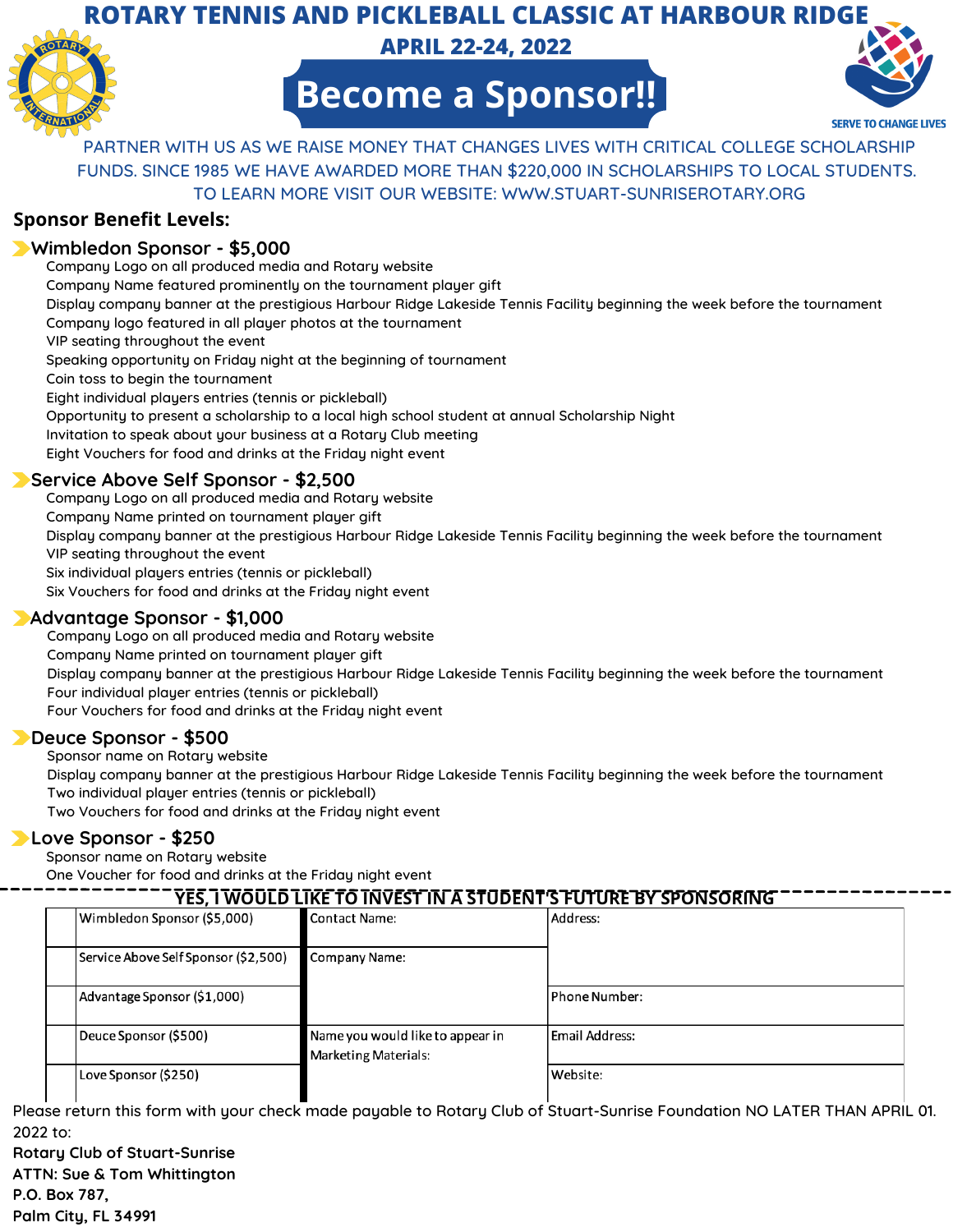# ROTARY TENNIS AND PICKLEBALL CLASSIC AT HARBOUR RIDGE

## APRIL 22-24, 2022

# Become a Sponsor!!

SERVE TO CHANGE LIVES

PARTNER WITH US AS WE RAISE MONEY THAT CHANGES LIVES WITH CRITICAL COLLEGE SCHOLARSHIP FUNDS. SINCE 1985 WE HAVE AWARDED MORE THAN $220,000 IN SCHOLARSHIPS TO LOCAL STUDENTS. TO LEARN MORE VISIT OUR WEBSITE: WWW.STUART-SUNRISEROTARY.ORG

## Sponsor Benefit Levels:

### Wimbledon Sponsor - $5,000

- Company Logo on all produced media and Rotary website
- Company Name featured prominently on the tournament player gift
- Display company banner at the prestigious Harbour Ridge Lakeside Tennis Facility beginning the week before the tournament
- Company logo featured in all player photos at the tournament
- VIP seating throughout the event
- Speaking opportunity on Friday night at the beginning of tournament
- Coin toss to begin the tournament
- Eight individual players entries (tennis or pickleball)
- Opportunity to present a scholarship to a local high school student at annual Scholarship Night
- Invitation to speak about your business at a Rotary Club meeting
- Eight Vouchers for food and drinks at the Friday night event

### Service Above Self Sponsor - $2,500

- Company Logo on all produced media and Rotary website
- Company Name printed on tournament player gift
- Display company banner at the prestigious Harbour Ridge Lakeside Tennis Facility beginning the week before the tournament
- VIP seating throughout the event
- Six individual players entries (tennis or pickleball)
- Six Vouchers for food and drinks at the Friday night event

### Advantage Sponsor - $1,000

- Company Logo on all produced media and Rotary website
- Company Name printed on tournament player gift
- Display company banner at the prestigious Harbour Ridge Lakeside Tennis Facility beginning the week before the tournament
- Four individual player entries (tennis or pickleball)
- Four Vouchers for food and drinks at the Friday night event

### Deuce Sponsor - $500

- Sponsor name on Rotary website
- Display company banner at the prestigious Harbour Ridge Lakeside Tennis Facility beginning the week before the tournament
- Two individual player entries (tennis or pickleball)
- Two Vouchers for food and drinks at the Friday night event

### Love Sponsor - $250

- Sponsor name on Rotary website
- One Voucher for food and drinks at the Friday night event

---

**YES, I WOULD LIKE TO INVEST IN A STUDENT'S FUTURE BY SPONSORING**

| | Sponsorship | Contact Information | |
|---|---|---|---|
| | Wimbledon Sponsor ($5,000) | Contact Name: | Address: |
| | Service Above Self Sponsor ($2,500) | Company Name: | |
| | Advantage Sponsor ($1,000) | | Phone Number: |
| | Deuce Sponsor ($500) | Name you would like to appear in Marketing Materials: | Email Address: |
| | Love Sponsor ($250) | | Website: |

Please return this form with your check made payable to Rotary Club of Stuart-Sunrise Foundation NO LATER THAN APRIL 01. 2022 to:

**Rotary Club of Stuart-Sunrise**
**ATTN: Sue & Tom Whittington**
**P.O. Box 787,**
**Palm City, FL 34991**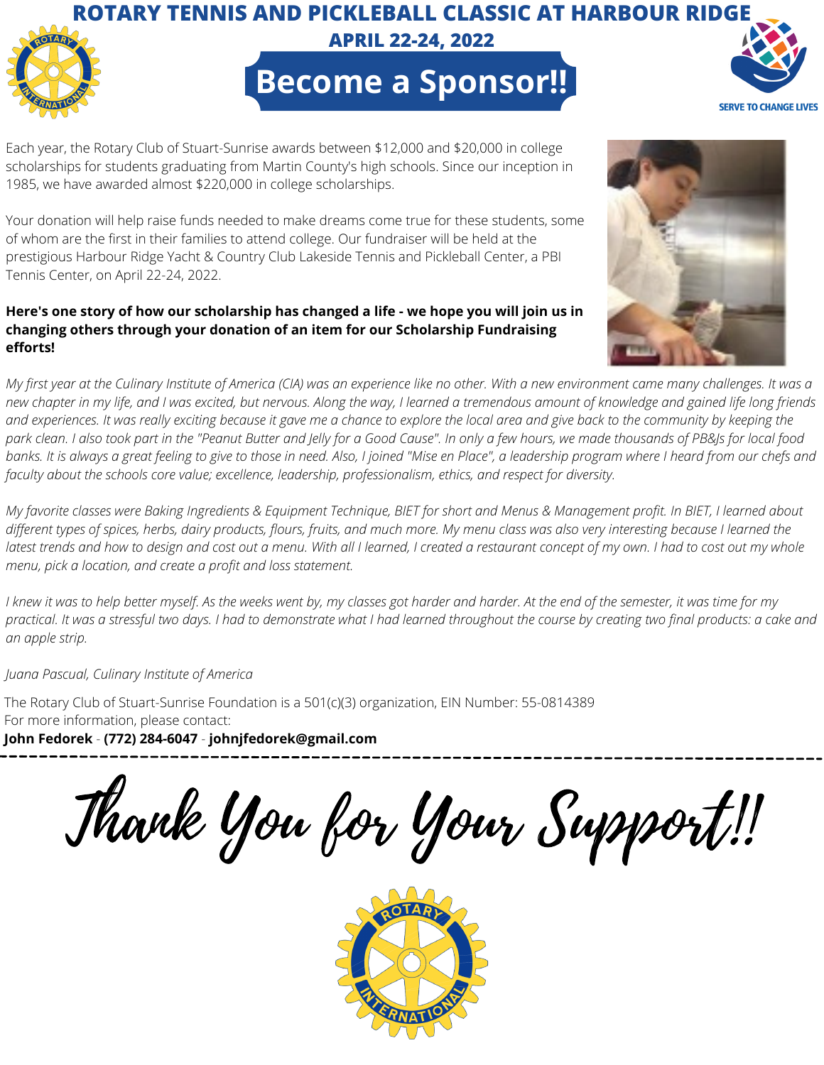# ROTARY TENNIS AND PICKLEBALL CLASSIC AT HARBOUR RIDGE

## APRIL 22-24, 2022

# Become a Sponsor!!

SERVE TO CHANGE LIVES

Each year, the Rotary Club of Stuart-Sunrise awards between $12,000 and $20,000 in college scholarships for students graduating from Martin County's high schools. Since our inception in 1985, we have awarded almost $220,000 in college scholarships.

Your donation will help raise funds needed to make dreams come true for these students, some of whom are the first in their families to attend college. Our fundraiser will be held at the prestigious Harbour Ridge Yacht & Country Club Lakeside Tennis and Pickleball Center, a PBI Tennis Center, on April 22-24, 2022.

**Here's one story of how our scholarship has changed a life - we hope you will join us in changing others through your donation of an item for our Scholarship Fundraising efforts!**

*My first year at the Culinary Institute of America (CIA) was an experience like no other. With a new environment came many challenges. It was a new chapter in my life, and I was excited, but nervous. Along the way, I learned a tremendous amount of knowledge and gained life long friends and experiences. It was really exciting because it gave me a chance to explore the local area and give back to the community by keeping the park clean. I also took part in the "Peanut Butter and Jelly for a Good Cause". In only a few hours, we made thousands of PB&Js for local food banks. It is always a great feeling to give to those in need. Also, I joined "Mise en Place", a leadership program where I heard from our chefs and faculty about the schools core value; excellence, leadership, professionalism, ethics, and respect for diversity.*

*My favorite classes were Baking Ingredients & Equipment Technique, BIET for short and Menus & Management profit. In BIET, I learned about different types of spices, herbs, dairy products, flours, fruits, and much more. My menu class was also very interesting because I learned the latest trends and how to design and cost out a menu. With all I learned, I created a restaurant concept of my own. I had to cost out my whole menu, pick a location, and create a profit and loss statement.*

*I knew it was to help better myself. As the weeks went by, my classes got harder and harder. At the end of the semester, it was time for my practical. It was a stressful two days. I had to demonstrate what I had learned throughout the course by creating two final products: a cake and an apple strip.*

*Juana Pascual, Culinary Institute of America*

The Rotary Club of Stuart-Sunrise Foundation is a 501(c)(3) organization, EIN Number: 55-0814389
For more information, please contact:
**John Fedorek** - **(772) 284-6047** - **johnjfedorek@gmail.com**

---

# Thank You for Your Support!!